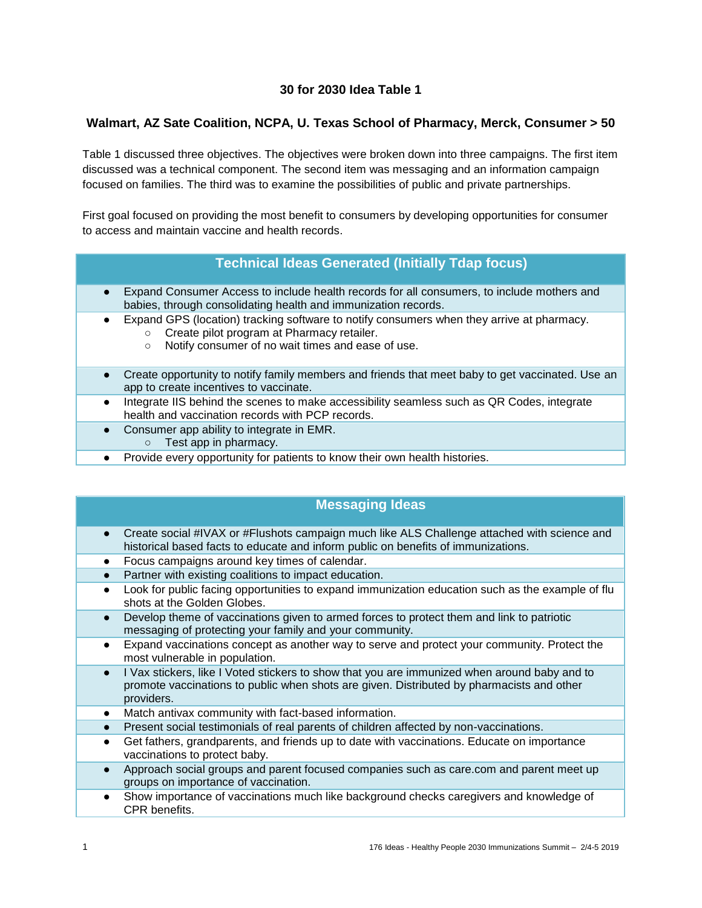## 30 for 2030 Idea Table 1

### Walmart, AZ Sate Coalition, NCPA, U. Texas School of Pharmacy, Merck, Consumer > 50

Table 1 discussed three objectives. The objectives were broken down into three campaigns. The first item discussed was a technical component. The second item was messaging and an information campaign focused on families. The third was to examine the possibilities of public and private partnerships.

First goal focused on providing the most benefit to consumers by developing opportunities for consumer to access and maintain vaccine and health records.

| Technical Ideas Generated (Initially Tdap focus) |
|---|
| • Expand Consumer Access to include health records for all consumers, to include mothers and babies, through consolidating health and immunization records. |
| • Expand GPS (location) tracking software to notify consumers when they arrive at pharmacy.<br>○ Create pilot program at Pharmacy retailer.<br>○ Notify consumer of no wait times and ease of use. |
| • Create opportunity to notify family members and friends that meet baby to get vaccinated. Use an app to create incentives to vaccinate. |
| • Integrate IIS behind the scenes to make accessibility seamless such as QR Codes, integrate health and vaccination records with PCP records. |
| • Consumer app ability to integrate in EMR.<br>○ Test app in pharmacy. |
| • Provide every opportunity for patients to know their own health histories. |

| Messaging Ideas |
|---|
| • Create social #IVAX or #Flushots campaign much like ALS Challenge attached with science and historical based facts to educate and inform public on benefits of immunizations. |
| • Focus campaigns around key times of calendar. |
| • Partner with existing coalitions to impact education. |
| • Look for public facing opportunities to expand immunization education such as the example of flu shots at the Golden Globes. |
| • Develop theme of vaccinations given to armed forces to protect them and link to patriotic messaging of protecting your family and your community. |
| • Expand vaccinations concept as another way to serve and protect your community. Protect the most vulnerable in population. |
| • I Vax stickers, like I Voted stickers to show that you are immunized when around baby and to promote vaccinations to public when shots are given. Distributed by pharmacists and other providers. |
| • Match antivax community with fact-based information. |
| • Present social testimonials of real parents of children affected by non-vaccinations. |
| • Get fathers, grandparents, and friends up to date with vaccinations. Educate on importance vaccinations to protect baby. |
| • Approach social groups and parent focused companies such as care.com and parent meet up groups on importance of vaccination. |
| • Show importance of vaccinations much like background checks caregivers and knowledge of CPR benefits. |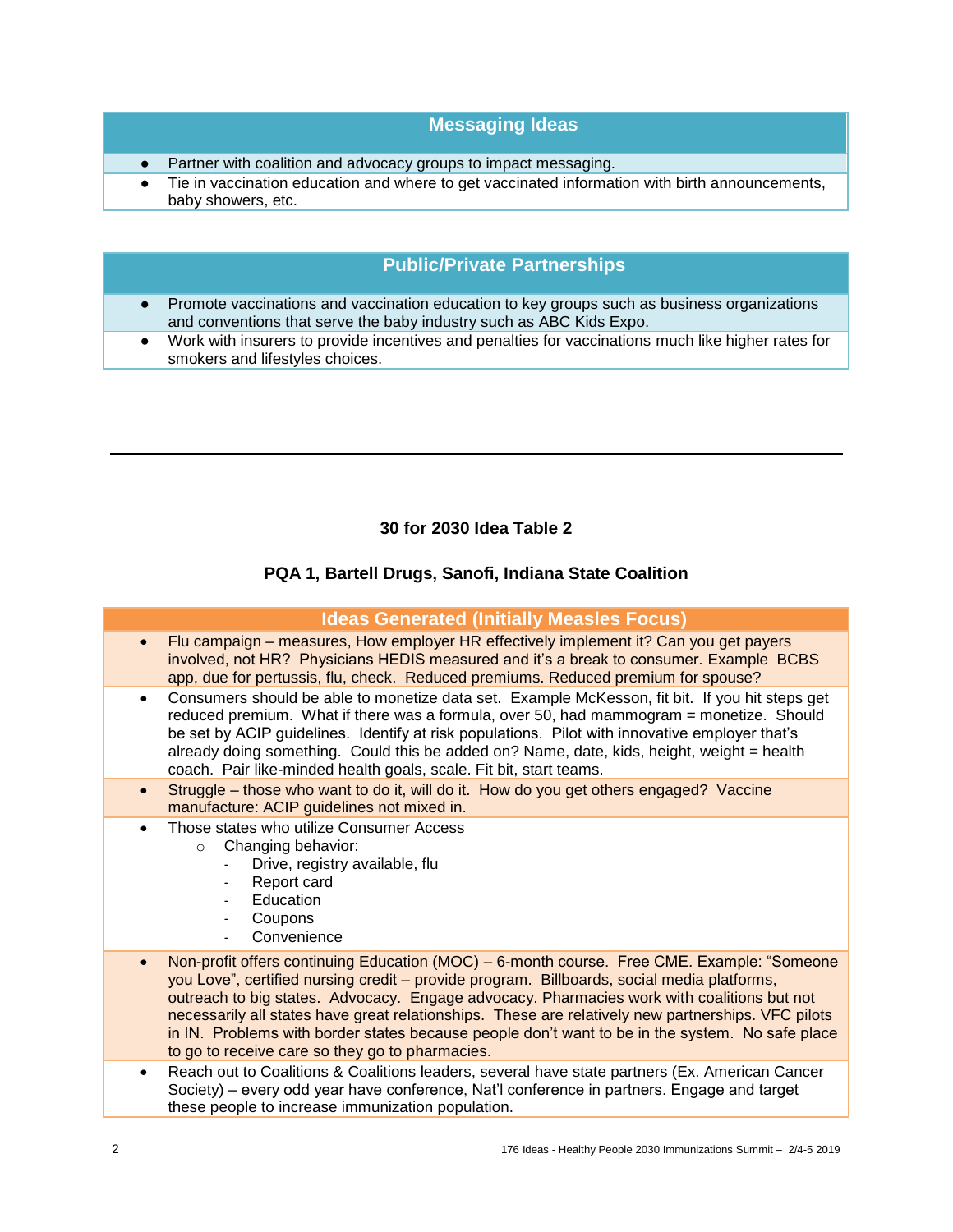| Messaging Ideas |
| --- |
| • Partner with coalition and advocacy groups to impact messaging. |
| • Tie in vaccination education and where to get vaccinated information with birth announcements, baby showers, etc. |

| Public/Private Partnerships |
| --- |
| • Promote vaccinations and vaccination education to key groups such as business organizations and conventions that serve the baby industry such as ABC Kids Expo. |
| • Work with insurers to provide incentives and penalties for vaccinations much like higher rates for smokers and lifestyles choices. |

---

### 30 for 2030 Idea Table 2

### PQA 1, Bartell Drugs, Sanofi, Indiana State Coalition

| Ideas Generated (Initially Measles Focus) |
| --- |
| • Flu campaign – measures, How employer HR effectively implement it? Can you get payers involved, not HR? Physicians HEDIS measured and it's a break to consumer. Example BCBS app, due for pertussis, flu, check. Reduced premiums. Reduced premium for spouse? |
| • Consumers should be able to monetize data set. Example McKesson, fit bit. If you hit steps get reduced premium. What if there was a formula, over 50, had mammogram = monetize. Should be set by ACIP guidelines. Identify at risk populations. Pilot with innovative employer that's already doing something. Could this be added on? Name, date, kids, height, weight = health coach. Pair like-minded health goals, scale. Fit bit, start teams. |
| • Struggle – those who want to do it, will do it. How do you get others engaged? Vaccine manufacture: ACIP guidelines not mixed in. |
| • Those states who utilize Consumer Access<br>  ○ Changing behavior:<br>    - Drive, registry available, flu<br>    - Report card<br>    - Education<br>    - Coupons<br>    - Convenience |
| • Non-profit offers continuing Education (MOC) – 6-month course. Free CME. Example: "Someone you Love", certified nursing credit – provide program. Billboards, social media platforms, outreach to big states. Advocacy. Engage advocacy. Pharmacies work with coalitions but not necessarily all states have great relationships. These are relatively new partnerships. VFC pilots in IN. Problems with border states because people don't want to be in the system. No safe place to go to receive care so they go to pharmacies. |
| • Reach out to Coalitions & Coalitions leaders, several have state partners (Ex. American Cancer Society) – every odd year have conference, Nat'l conference in partners. Engage and target these people to increase immunization population. |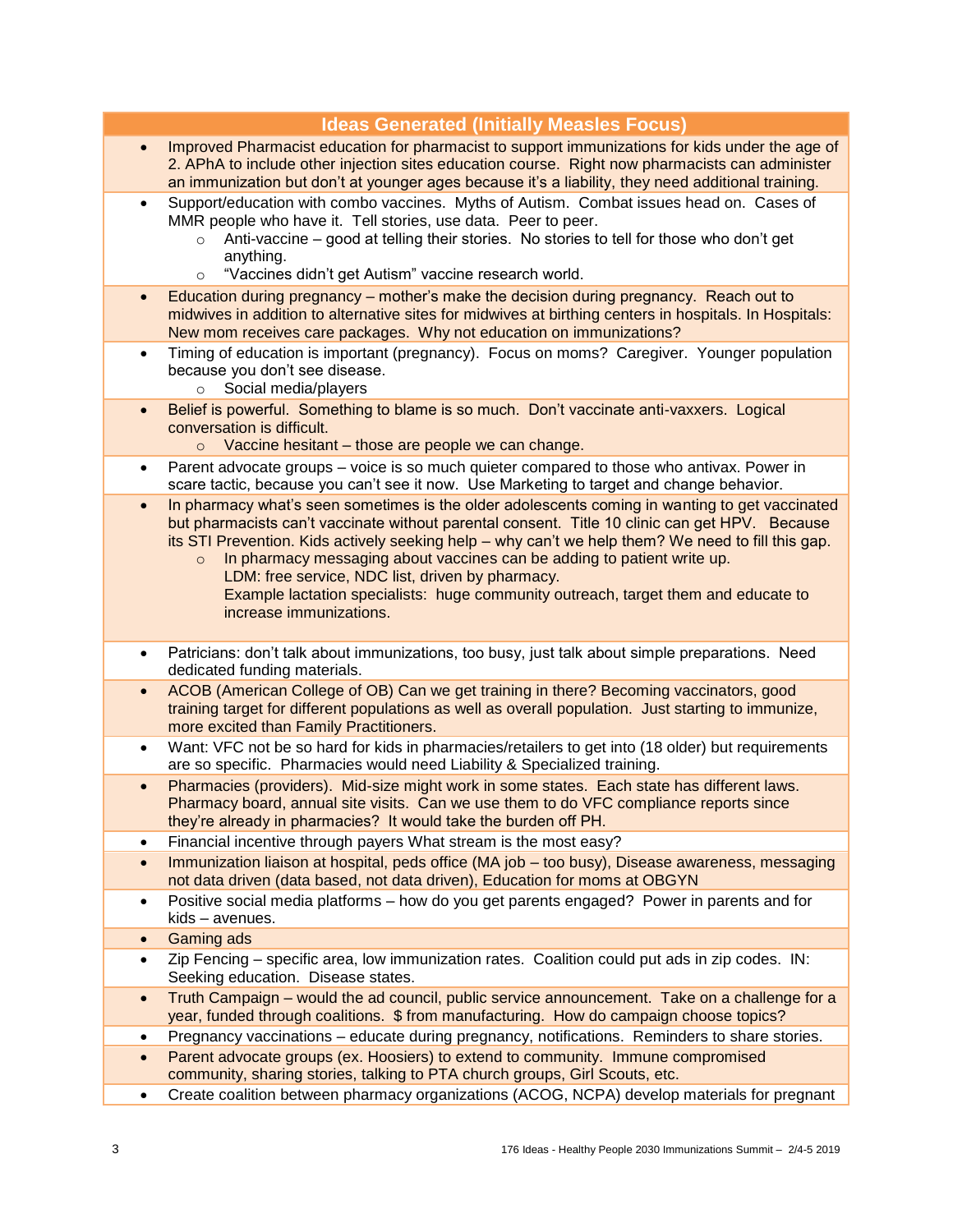| Ideas Generated (Initially Measles Focus) |
|---|
| • Improved Pharmacist education for pharmacist to support immunizations for kids under the age of 2. APhA to include other injection sites education course. Right now pharmacists can administer an immunization but don't at younger ages because it's a liability, they need additional training. |
| • Support/education with combo vaccines. Myths of Autism. Combat issues head on. Cases of MMR people who have it. Tell stories, use data. Peer to peer.<br>  ○ Anti-vaccine – good at telling their stories. No stories to tell for those who don't get anything.<br>  ○ "Vaccines didn't get Autism" vaccine research world. |
| • Education during pregnancy – mother's make the decision during pregnancy. Reach out to midwives in addition to alternative sites for midwives at birthing centers in hospitals. In Hospitals: New mom receives care packages. Why not education on immunizations? |
| • Timing of education is important (pregnancy). Focus on moms? Caregiver. Younger population because you don't see disease.<br>  ○ Social media/players |
| • Belief is powerful. Something to blame is so much. Don't vaccinate anti-vaxxers. Logical conversation is difficult.<br>  ○ Vaccine hesitant – those are people we can change. |
| • Parent advocate groups – voice is so much quieter compared to those who antivax. Power in scare tactic, because you can't see it now. Use Marketing to target and change behavior. |
| • In pharmacy what's seen sometimes is the older adolescents coming in wanting to get vaccinated but pharmacists can't vaccinate without parental consent. Title 10 clinic can get HPV. Because its STI Prevention. Kids actively seeking help – why can't we help them? We need to fill this gap.<br>  ○ In pharmacy messaging about vaccines can be adding to patient write up. LDM: free service, NDC list, driven by pharmacy. Example lactation specialists: huge community outreach, target them and educate to increase immunizations. |
| • Patricians: don't talk about immunizations, too busy, just talk about simple preparations. Need dedicated funding materials. |
| • ACOB (American College of OB) Can we get training in there? Becoming vaccinators, good training target for different populations as well as overall population. Just starting to immunize, more excited than Family Practitioners. |
| • Want: VFC not be so hard for kids in pharmacies/retailers to get into (18 older) but requirements are so specific. Pharmacies would need Liability & Specialized training. |
| • Pharmacies (providers). Mid-size might work in some states. Each state has different laws. Pharmacy board, annual site visits. Can we use them to do VFC compliance reports since they're already in pharmacies? It would take the burden off PH. |
| • Financial incentive through payers What stream is the most easy? |
| • Immunization liaison at hospital, peds office (MA job – too busy), Disease awareness, messaging not data driven (data based, not data driven), Education for moms at OBGYN |
| • Positive social media platforms – how do you get parents engaged? Power in parents and for kids – avenues. |
| • Gaming ads |
| • Zip Fencing – specific area, low immunization rates. Coalition could put ads in zip codes. IN: Seeking education. Disease states. |
| • Truth Campaign – would the ad council, public service announcement. Take on a challenge for a year, funded through coalitions. $ from manufacturing. How do campaign choose topics? |
| • Pregnancy vaccinations – educate during pregnancy, notifications. Reminders to share stories. |
| • Parent advocate groups (ex. Hoosiers) to extend to community. Immune compromised community, sharing stories, talking to PTA church groups, Girl Scouts, etc. |
| • Create coalition between pharmacy organizations (ACOG, NCPA) develop materials for pregnant |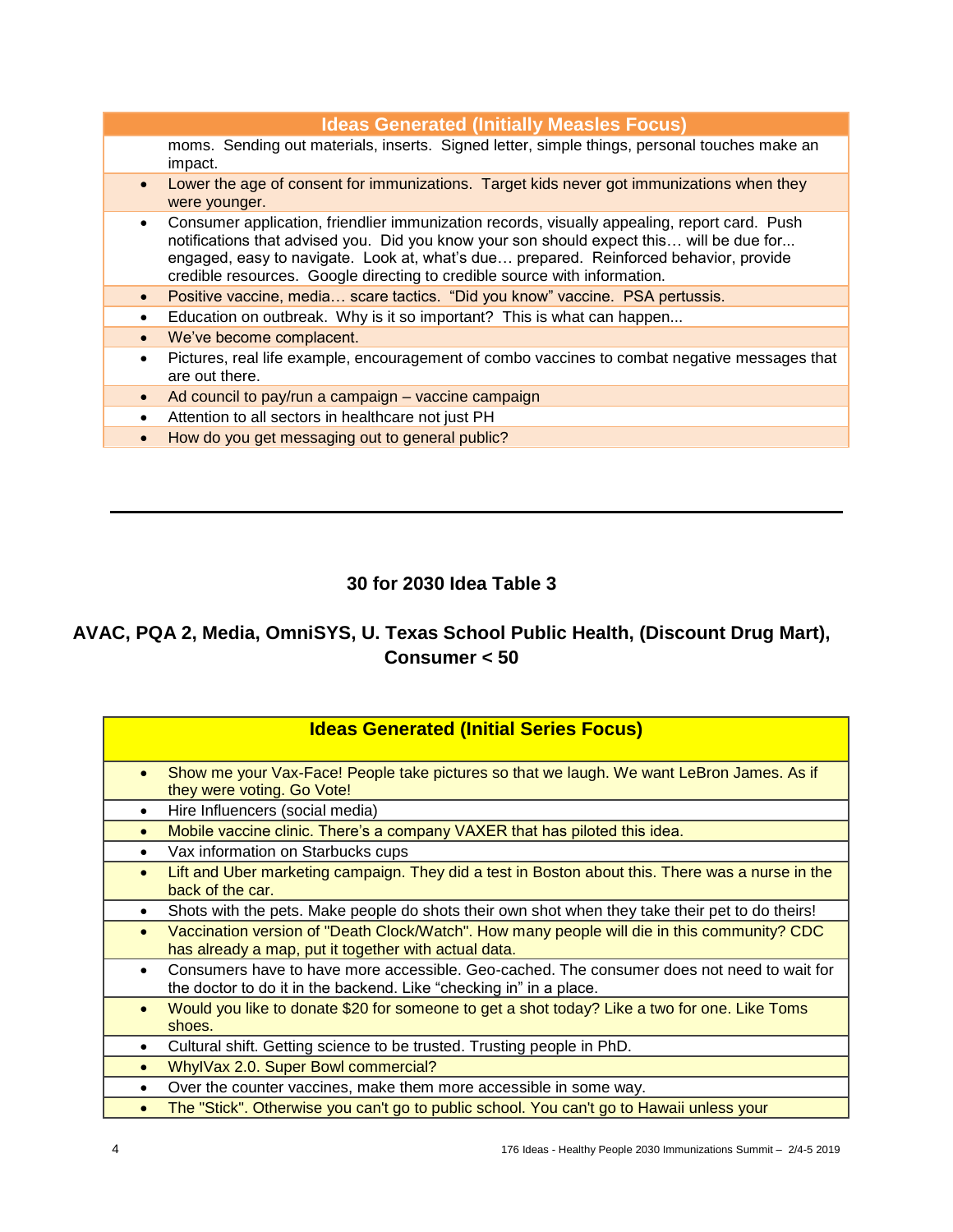| Ideas Generated (Initially Measles Focus) |
| --- |
| moms. Sending out materials, inserts. Signed letter, simple things, personal touches make an impact. |
| • Lower the age of consent for immunizations. Target kids never got immunizations when they were younger. |
| • Consumer application, friendlier immunization records, visually appealing, report card. Push notifications that advised you. Did you know your son should expect this… will be due for... engaged, easy to navigate. Look at, what's due… prepared. Reinforced behavior, provide credible resources. Google directing to credible source with information. |
| • Positive vaccine, media… scare tactics. "Did you know" vaccine. PSA pertussis. |
| • Education on outbreak. Why is it so important? This is what can happen... |
| • We've become complacent. |
| • Pictures, real life example, encouragement of combo vaccines to combat negative messages that are out there. |
| • Ad council to pay/run a campaign – vaccine campaign |
| • Attention to all sectors in healthcare not just PH |
| • How do you get messaging out to general public? |

---

## 30 for 2030 Idea Table 3

## AVAC, PQA 2, Media, OmniSYS, U. Texas School Public Health, (Discount Drug Mart), Consumer < 50

| Ideas Generated (Initial Series Focus) |
| --- |
| • Show me your Vax-Face! People take pictures so that we laugh. We want LeBron James. As if they were voting. Go Vote! |
| • Hire Influencers (social media) |
| • Mobile vaccine clinic. There's a company VAXER that has piloted this idea. |
| • Vax information on Starbucks cups |
| • Lift and Uber marketing campaign. They did a test in Boston about this. There was a nurse in the back of the car. |
| • Shots with the pets. Make people do shots their own shot when they take their pet to do theirs! |
| • Vaccination version of "Death Clock/Watch". How many people will die in this community? CDC has already a map, put it together with actual data. |
| • Consumers have to have more accessible. Geo-cached. The consumer does not need to wait for the doctor to do it in the backend. Like "checking in" in a place. |
| • Would you like to donate $20 for someone to get a shot today? Like a two for one. Like Toms shoes. |
| • Cultural shift. Getting science to be trusted. Trusting people in PhD. |
| • WhyIVax 2.0. Super Bowl commercial? |
| • Over the counter vaccines, make them more accessible in some way. |
| • The "Stick". Otherwise you can't go to public school. You can't go to Hawaii unless your |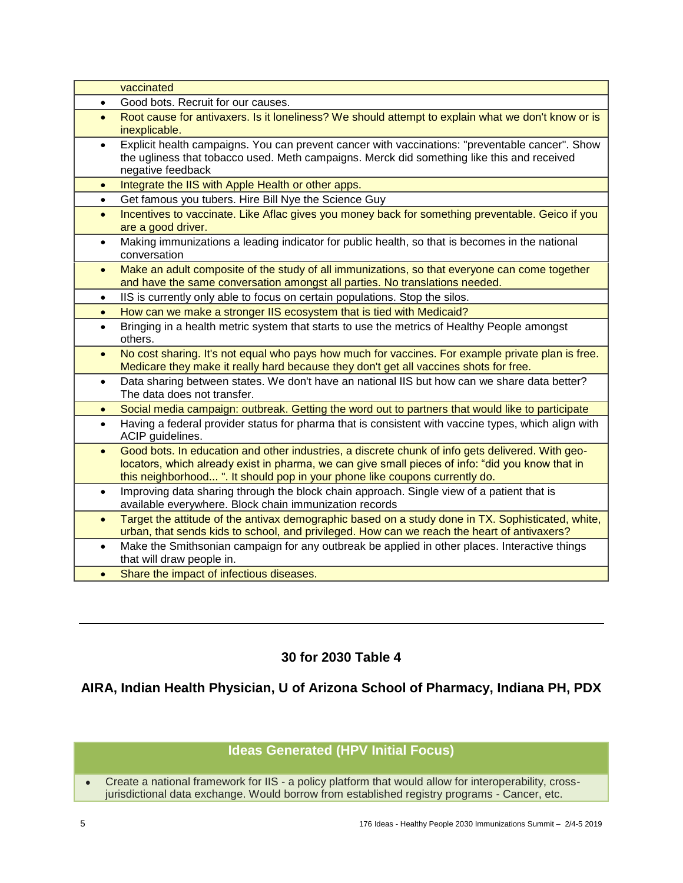| |
|---|
| vaccinated |
| • Good bots. Recruit for our causes. |
| • Root cause for antivaxers. Is it loneliness? We should attempt to explain what we don't know or is inexplicable. |
| • Explicit health campaigns. You can prevent cancer with vaccinations: "preventable cancer". Show the ugliness that tobacco used. Meth campaigns. Merck did something like this and received negative feedback |
| • Integrate the IIS with Apple Health or other apps. |
| • Get famous you tubers. Hire Bill Nye the Science Guy |
| • Incentives to vaccinate. Like Aflac gives you money back for something preventable. Geico if you are a good driver. |
| • Making immunizations a leading indicator for public health, so that is becomes in the national conversation |
| • Make an adult composite of the study of all immunizations, so that everyone can come together and have the same conversation amongst all parties. No translations needed. |
| • IIS is currently only able to focus on certain populations. Stop the silos. |
| • How can we make a stronger IIS ecosystem that is tied with Medicaid? |
| • Bringing in a health metric system that starts to use the metrics of Healthy People amongst others. |
| • No cost sharing. It's not equal who pays how much for vaccines. For example private plan is free. Medicare they make it really hard because they don't get all vaccines shots for free. |
| • Data sharing between states. We don't have an national IIS but how can we share data better? The data does not transfer. |
| • Social media campaign: outbreak. Getting the word out to partners that would like to participate |
| • Having a federal provider status for pharma that is consistent with vaccine types, which align with ACIP guidelines. |
| • Good bots. In education and other industries, a discrete chunk of info gets delivered. With geo-locators, which already exist in pharma, we can give small pieces of info: "did you know that in this neighborhood... ". It should pop in your phone like coupons currently do. |
| • Improving data sharing through the block chain approach. Single view of a patient that is available everywhere. Block chain immunization records |
| • Target the attitude of the antivax demographic based on a study done in TX. Sophisticated, white, urban, that sends kids to school, and privileged. How can we reach the heart of antivaxers? |
| • Make the Smithsonian campaign for any outbreak be applied in other places. Interactive things that will draw people in. |
| • Share the impact of infectious diseases. |

---

## 30 for 2030 Table 4

## AIRA, Indian Health Physician, U of Arizona School of Pharmacy, Indiana PH, PDX

| Ideas Generated (HPV Initial Focus) |
|---|
| • Create a national framework for IIS - a policy platform that would allow for interoperability, cross-jurisdictional data exchange. Would borrow from established registry programs - Cancer, etc. |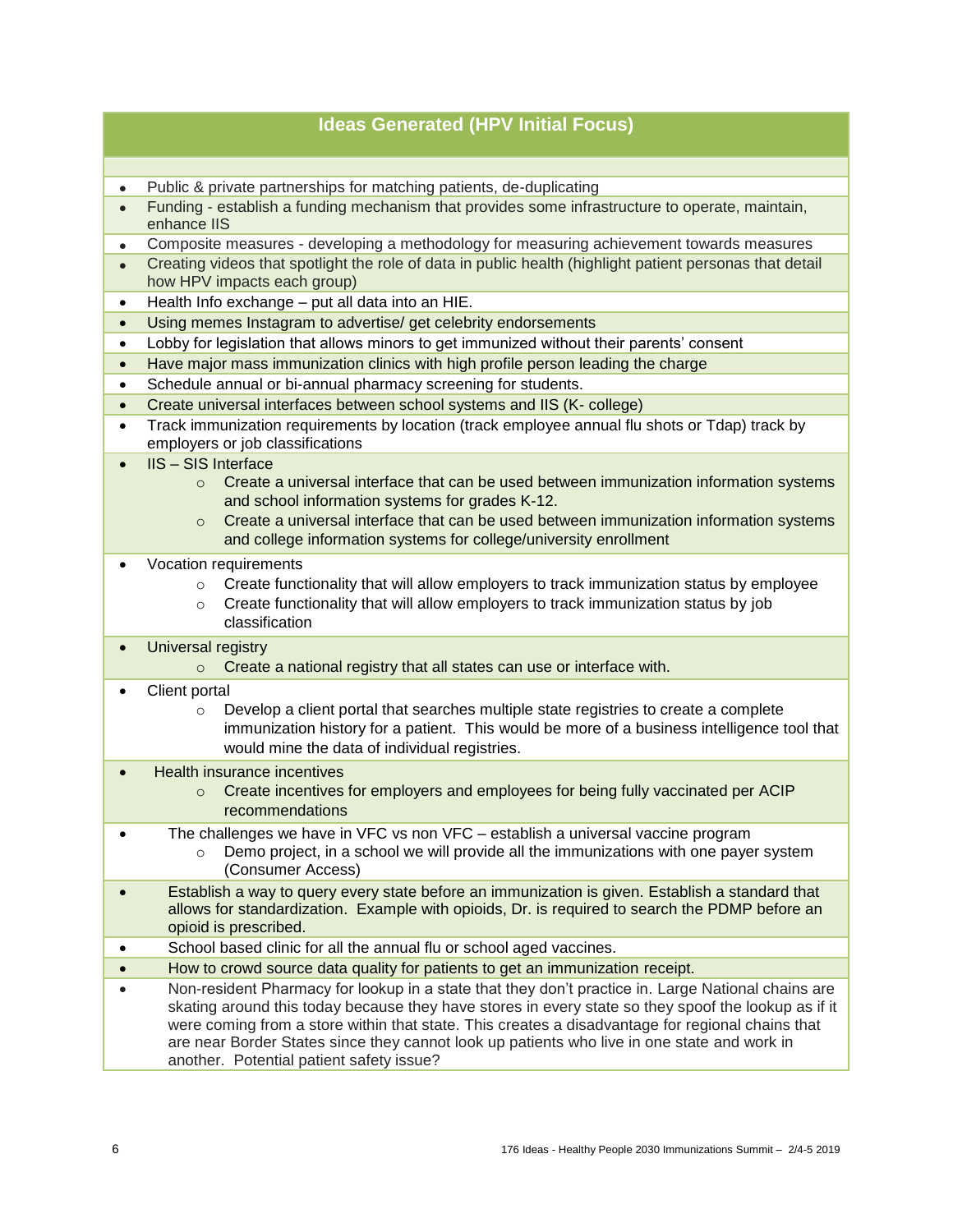## Ideas Generated (HPV Initial Focus)

- Public & private partnerships for matching patients, de-duplicating
- Funding - establish a funding mechanism that provides some infrastructure to operate, maintain, enhance IIS
- Composite measures - developing a methodology for measuring achievement towards measures
- Creating videos that spotlight the role of data in public health (highlight patient personas that detail how HPV impacts each group)
- Health Info exchange – put all data into an HIE.
- Using memes Instagram to advertise/ get celebrity endorsements
- Lobby for legislation that allows minors to get immunized without their parents' consent
- Have major mass immunization clinics with high profile person leading the charge
- Schedule annual or bi-annual pharmacy screening for students.
- Create universal interfaces between school systems and IIS (K- college)
- Track immunization requirements by location (track employee annual flu shots or Tdap) track by employers or job classifications
- IIS – SIS Interface
  - Create a universal interface that can be used between immunization information systems and school information systems for grades K-12.
  - Create a universal interface that can be used between immunization information systems and college information systems for college/university enrollment
- Vocation requirements
  - Create functionality that will allow employers to track immunization status by employee
  - Create functionality that will allow employers to track immunization status by job classification
- Universal registry
  - Create a national registry that all states can use or interface with.
- Client portal
  - Develop a client portal that searches multiple state registries to create a complete immunization history for a patient. This would be more of a business intelligence tool that would mine the data of individual registries.
- Health insurance incentives
  - Create incentives for employers and employees for being fully vaccinated per ACIP recommendations
- The challenges we have in VFC vs non VFC – establish a universal vaccine program
  - Demo project, in a school we will provide all the immunizations with one payer system (Consumer Access)
- Establish a way to query every state before an immunization is given. Establish a standard that allows for standardization. Example with opioids, Dr. is required to search the PDMP before an opioid is prescribed.
- School based clinic for all the annual flu or school aged vaccines.
- How to crowd source data quality for patients to get an immunization receipt.
- Non-resident Pharmacy for lookup in a state that they don't practice in. Large National chains are skating around this today because they have stores in every state so they spoof the lookup as if it were coming from a store within that state. This creates a disadvantage for regional chains that are near Border States since they cannot look up patients who live in one state and work in another. Potential patient safety issue?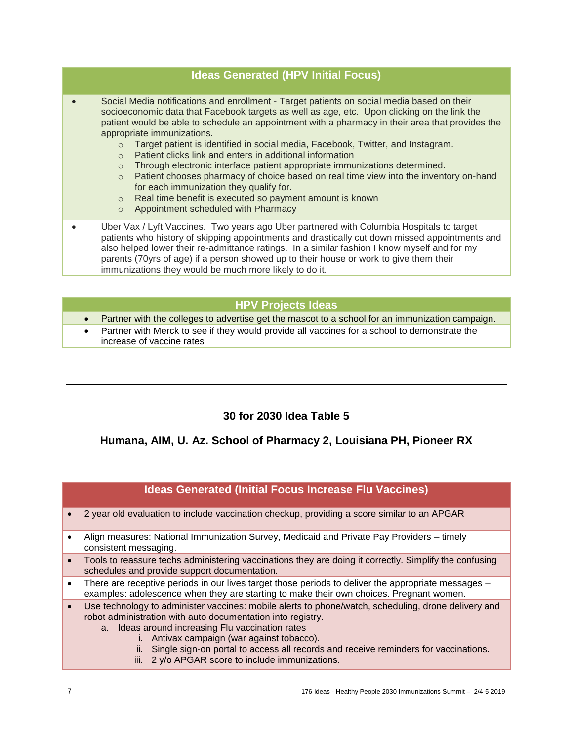| Ideas Generated (HPV Initial Focus) |
| --- |
| • Social Media notifications and enrollment - Target patients on social media based on their socioeconomic data that Facebook targets as well as age, etc. Upon clicking on the link the patient would be able to schedule an appointment with a pharmacy in their area that provides the appropriate immunizations.<br>○ Target patient is identified in social media, Facebook, Twitter, and Instagram.<br>○ Patient clicks link and enters in additional information<br>○ Through electronic interface patient appropriate immunizations determined.<br>○ Patient chooses pharmacy of choice based on real time view into the inventory on-hand for each immunization they qualify for.<br>○ Real time benefit is executed so payment amount is known<br>○ Appointment scheduled with Pharmacy |
| • Uber Vax / Lyft Vaccines. Two years ago Uber partnered with Columbia Hospitals to target patients who history of skipping appointments and drastically cut down missed appointments and also helped lower their re-admittance ratings. In a similar fashion I know myself and for my parents (70yrs of age) if a person showed up to their house or work to give them their immunizations they would be much more likely to do it. |

| HPV Projects Ideas |
| --- |
| • Partner with the colleges to advertise get the mascot to a school for an immunization campaign. |
| • Partner with Merck to see if they would provide all vaccines for a school to demonstrate the increase of vaccine rates |

---

## 30 for 2030 Idea Table 5

### Humana, AIM, U. Az. School of Pharmacy 2, Louisiana PH, Pioneer RX

| Ideas Generated (Initial Focus Increase Flu Vaccines) |
| --- |
| • 2 year old evaluation to include vaccination checkup, providing a score similar to an APGAR |
| • Align measures: National Immunization Survey, Medicaid and Private Pay Providers – timely consistent messaging. |
| • Tools to reassure techs administering vaccinations they are doing it correctly. Simplify the confusing schedules and provide support documentation. |
| • There are receptive periods in our lives target those periods to deliver the appropriate messages – examples: adolescence when they are starting to make their own choices. Pregnant women. |
| • Use technology to administer vaccines: mobile alerts to phone/watch, scheduling, drone delivery and robot administration with auto documentation into registry.<br>a. Ideas around increasing Flu vaccination rates<br>i. Antivax campaign (war against tobacco).<br>ii. Single sign-on portal to access all records and receive reminders for vaccinations.<br>iii. 2 y/o APGAR score to include immunizations. |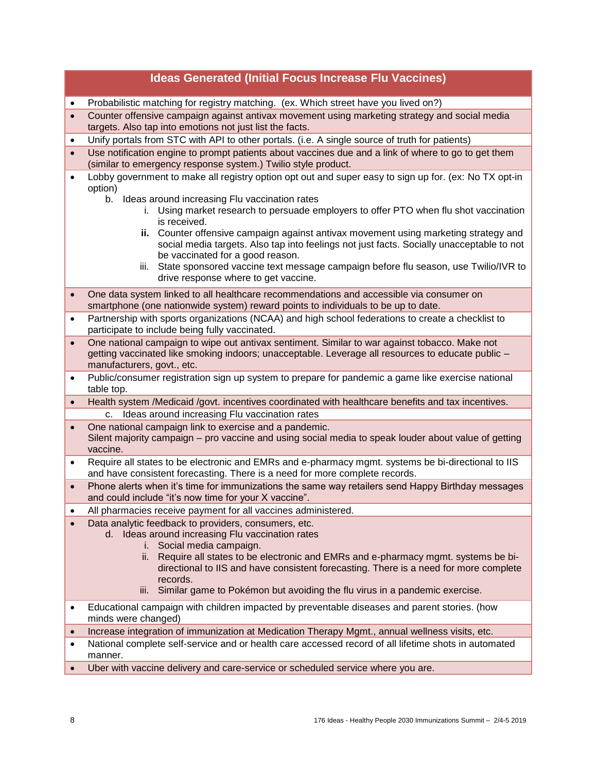| Ideas Generated (Initial Focus Increase Flu Vaccines) |
|---|
| • Probabilistic matching for registry matching. (ex. Which street have you lived on?) |
| • Counter offensive campaign against antivax movement using marketing strategy and social media targets. Also tap into emotions not just list the facts. |
| • Unify portals from STC with API to other portals. (i.e. A single source of truth for patients) |
| • Use notification engine to prompt patients about vaccines due and a link of where to go to get them (similar to emergency response system.) Twilio style product. |
| • Lobby government to make all registry option opt out and super easy to sign up for. (ex: No TX opt-in option)<br>b. Ideas around increasing Flu vaccination rates<br>i. Using market research to persuade employers to offer PTO when flu shot vaccination is received.<br>**ii.** Counter offensive campaign against antivax movement using marketing strategy and social media targets. Also tap into feelings not just facts. Socially unacceptable to not be vaccinated for a good reason.<br>iii. State sponsored vaccine text message campaign before flu season, use Twilio/IVR to drive response where to get vaccine. |
| • One data system linked to all healthcare recommendations and accessible via consumer on smartphone (one nationwide system) reward points to individuals to be up to date. |
| • Partnership with sports organizations (NCAA) and high school federations to create a checklist to participate to include being fully vaccinated. |
| • One national campaign to wipe out antivax sentiment. Similar to war against tobacco. Make not getting vaccinated like smoking indoors; unacceptable. Leverage all resources to educate public – manufacturers, govt., etc. |
| • Public/consumer registration sign up system to prepare for pandemic a game like exercise national table top. |
| • Health system /Medicaid /govt. incentives coordinated with healthcare benefits and tax incentives. |
| c. Ideas around increasing Flu vaccination rates |
| • One national campaign link to exercise and a pandemic.<br>Silent majority campaign – pro vaccine and using social media to speak louder about value of getting vaccine. |
| • Require all states to be electronic and EMRs and e-pharmacy mgmt. systems be bi-directional to IIS and have consistent forecasting. There is a need for more complete records. |
| • Phone alerts when it's time for immunizations the same way retailers send Happy Birthday messages and could include "it's now time for your X vaccine". |
| • All pharmacies receive payment for all vaccines administered. |
| • Data analytic feedback to providers, consumers, etc.<br>d. Ideas around increasing Flu vaccination rates<br>i. Social media campaign.<br>ii. Require all states to be electronic and EMRs and e-pharmacy mgmt. systems be bi-directional to IIS and have consistent forecasting. There is a need for more complete records.<br>iii. Similar game to Pokémon but avoiding the flu virus in a pandemic exercise. |
| • Educational campaign with children impacted by preventable diseases and parent stories. (how minds were changed) |
| • Increase integration of immunization at Medication Therapy Mgmt., annual wellness visits, etc. |
| • National complete self-service and or health care accessed record of all lifetime shots in automated manner. |
| • Uber with vaccine delivery and care-service or scheduled service where you are. |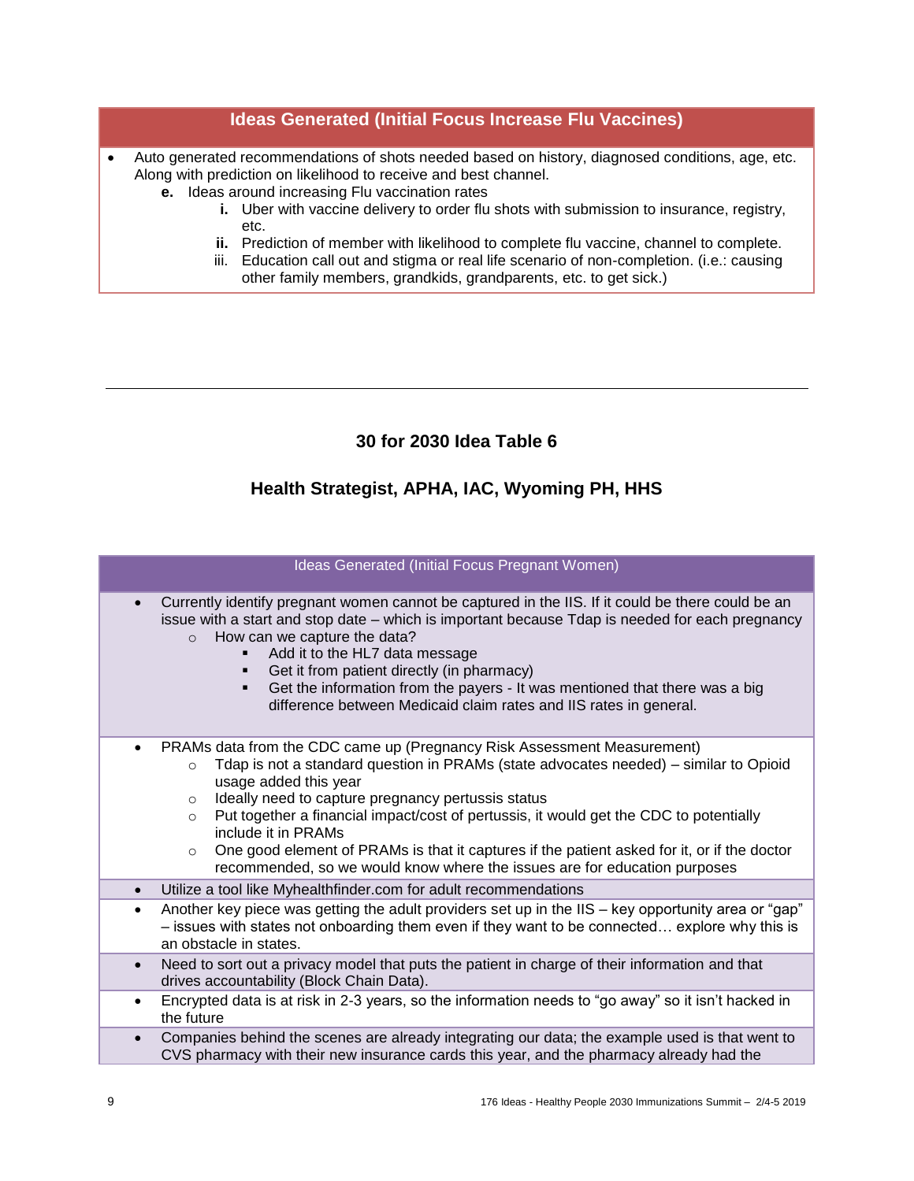| Ideas Generated (Initial Focus Increase Flu Vaccines) |
|---|
| • Auto generated recommendations of shots needed based on history, diagnosed conditions, age, etc. Along with prediction on likelihood to receive and best channel.<br>**e.** Ideas around increasing Flu vaccination rates<br>**i.** Uber with vaccine delivery to order flu shots with submission to insurance, registry, etc.<br>**ii.** Prediction of member with likelihood to complete flu vaccine, channel to complete.<br>iii. Education call out and stigma or real life scenario of non-completion. (i.e.: causing other family members, grandkids, grandparents, etc. to get sick.) |

---

## 30 for 2030 Idea Table 6

## Health Strategist, APHA, IAC, Wyoming PH, HHS

| Ideas Generated (Initial Focus Pregnant Women) |
|---|
| • Currently identify pregnant women cannot be captured in the IIS. If it could be there could be an issue with a start and stop date – which is important because Tdap is needed for each pregnancy<br>○ How can we capture the data?<br>▪ Add it to the HL7 data message<br>▪ Get it from patient directly (in pharmacy)<br>▪ Get the information from the payers - It was mentioned that there was a big difference between Medicaid claim rates and IIS rates in general. |
| • PRAMs data from the CDC came up (Pregnancy Risk Assessment Measurement)<br>○ Tdap is not a standard question in PRAMs (state advocates needed) – similar to Opioid usage added this year<br>○ Ideally need to capture pregnancy pertussis status<br>○ Put together a financial impact/cost of pertussis, it would get the CDC to potentially include it in PRAMs<br>○ One good element of PRAMs is that it captures if the patient asked for it, or if the doctor recommended, so we would know where the issues are for education purposes |
| • Utilize a tool like Myhealthfinder.com for adult recommendations |
| • Another key piece was getting the adult providers set up in the IIS – key opportunity area or "gap" – issues with states not onboarding them even if they want to be connected… explore why this is an obstacle in states. |
| • Need to sort out a privacy model that puts the patient in charge of their information and that drives accountability (Block Chain Data). |
| • Encrypted data is at risk in 2-3 years, so the information needs to "go away" so it isn't hacked in the future |
| • Companies behind the scenes are already integrating our data; the example used is that went to CVS pharmacy with their new insurance cards this year, and the pharmacy already had the |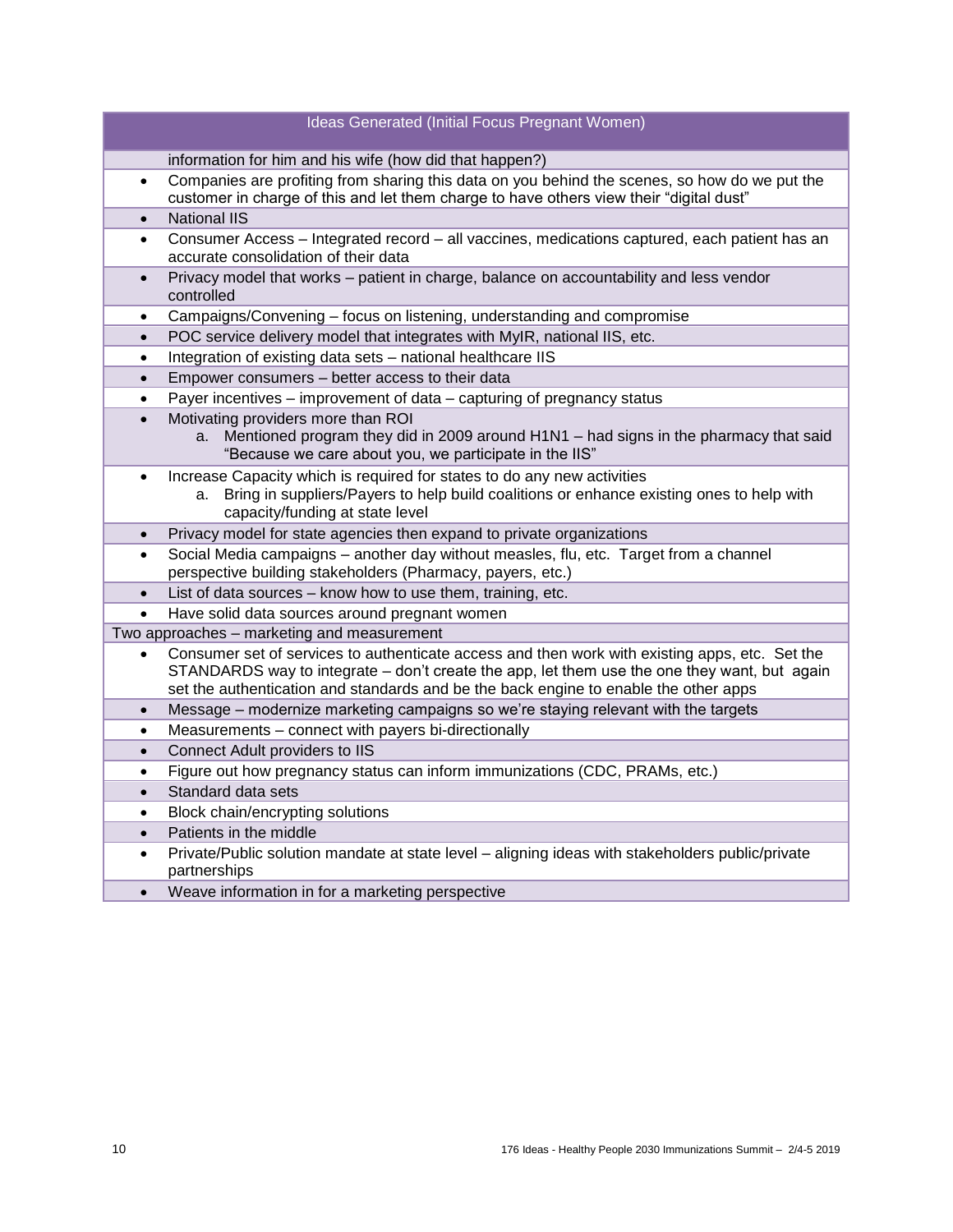| Ideas Generated (Initial Focus Pregnant Women) |
| --- |
| information for him and his wife (how did that happen?) |
| • Companies are profiting from sharing this data on you behind the scenes, so how do we put the customer in charge of this and let them charge to have others view their "digital dust" |
| • National IIS |
| • Consumer Access – Integrated record – all vaccines, medications captured, each patient has an accurate consolidation of their data |
| • Privacy model that works – patient in charge, balance on accountability and less vendor controlled |
| • Campaigns/Convening – focus on listening, understanding and compromise |
| • POC service delivery model that integrates with MyIR, national IIS, etc. |
| • Integration of existing data sets – national healthcare IIS |
| • Empower consumers – better access to their data |
| • Payer incentives – improvement of data – capturing of pregnancy status |
| • Motivating providers more than ROI<br>a. Mentioned program they did in 2009 around H1N1 – had signs in the pharmacy that said "Because we care about you, we participate in the IIS" |
| • Increase Capacity which is required for states to do any new activities<br>a. Bring in suppliers/Payers to help build coalitions or enhance existing ones to help with capacity/funding at state level |
| • Privacy model for state agencies then expand to private organizations |
| • Social Media campaigns – another day without measles, flu, etc. Target from a channel perspective building stakeholders (Pharmacy, payers, etc.) |
| • List of data sources – know how to use them, training, etc. |
| • Have solid data sources around pregnant women |
| Two approaches – marketing and measurement |
| • Consumer set of services to authenticate access and then work with existing apps, etc. Set the STANDARDS way to integrate – don't create the app, let them use the one they want, but again set the authentication and standards and be the back engine to enable the other apps |
| • Message – modernize marketing campaigns so we're staying relevant with the targets |
| • Measurements – connect with payers bi-directionally |
| • Connect Adult providers to IIS |
| • Figure out how pregnancy status can inform immunizations (CDC, PRAMs, etc.) |
| • Standard data sets |
| • Block chain/encrypting solutions |
| • Patients in the middle |
| • Private/Public solution mandate at state level – aligning ideas with stakeholders public/private partnerships |
| • Weave information in for a marketing perspective |